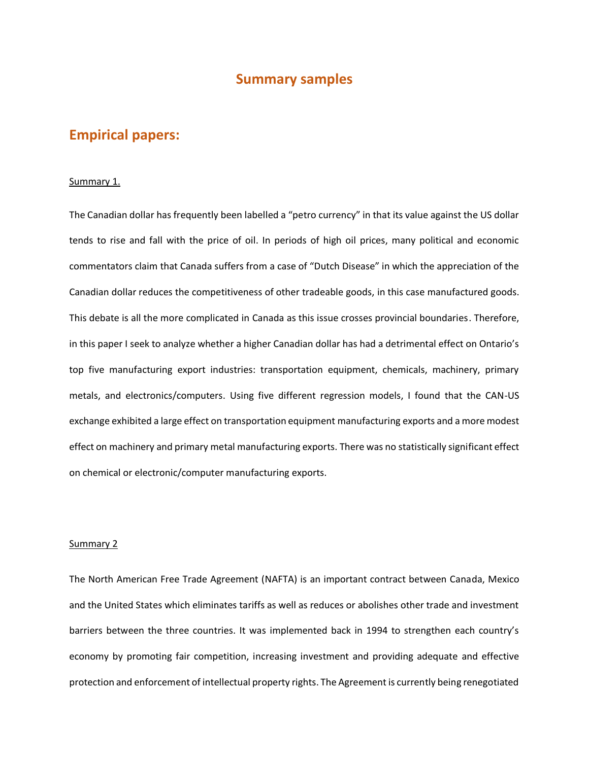# Summary samples

## Empirical papers:

Summary 1.

The Canadian dollar has frequently been labelled a "petro currency" in that its value against the US dollar tends to rise and fall with the price of oil. In periods of high oil prices, many political and economic commentators claim that Canada suffers from a case of "Dutch Disease" in which the appreciation of the Canadian dollar reduces the competitiveness of other tradeable goods, in this case manufactured goods. This debate is all the more complicated in Canada as this issue crosses provincial boundaries. Therefore, in this paper I seek to analyze whether a higher Canadian dollar has had a detrimental effect on Ontario's top five manufacturing export industries: transportation equipment, chemicals, machinery, primary metals, and electronics/computers. Using five different regression models, I found that the CAN-US exchange exhibited a large effect on transportation equipment manufacturing exports and a more modest effect on machinery and primary metal manufacturing exports. There was no statistically significant effect on chemical or electronic/computer manufacturing exports.

Summary 2

The North American Free Trade Agreement (NAFTA) is an important contract between Canada, Mexico and the United States which eliminates tariffs as well as reduces or abolishes other trade and investment barriers between the three countries. It was implemented back in 1994 to strengthen each country's economy by promoting fair competition, increasing investment and providing adequate and effective protection and enforcement of intellectual property rights. The Agreement is currently being renegotiated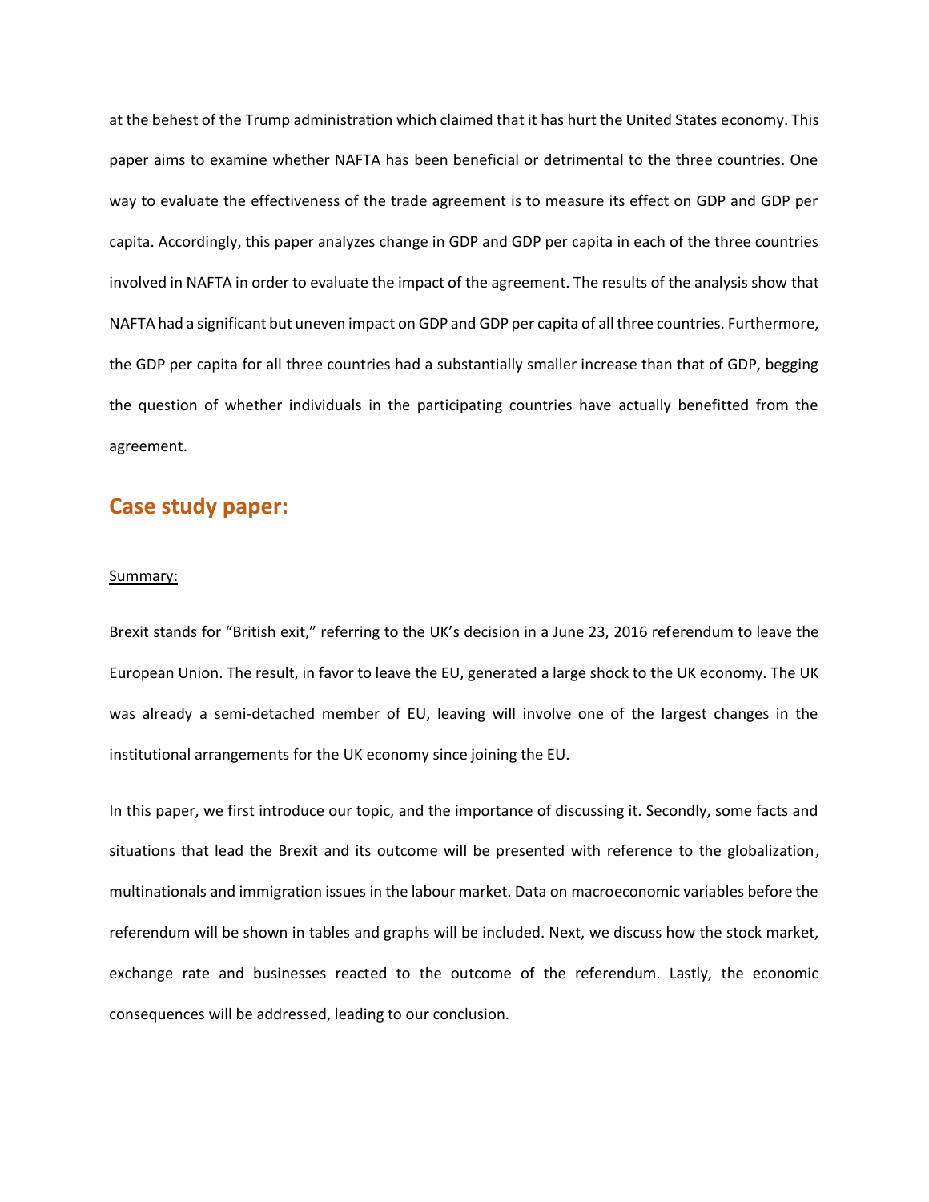at the behest of the Trump administration which claimed that it has hurt the United States economy. This paper aims to examine whether NAFTA has been beneficial or detrimental to the three countries. One way to evaluate the effectiveness of the trade agreement is to measure its effect on GDP and GDP per capita. Accordingly, this paper analyzes change in GDP and GDP per capita in each of the three countries involved in NAFTA in order to evaluate the impact of the agreement. The results of the analysis show that NAFTA had a significant but uneven impact on GDP and GDP per capita of all three countries. Furthermore, the GDP per capita for all three countries had a substantially smaller increase than that of GDP, begging the question of whether individuals in the participating countries have actually benefitted from the agreement.

## Case study paper:

Summary:

Brexit stands for "British exit," referring to the UK's decision in a June 23, 2016 referendum to leave the European Union. The result, in favor to leave the EU, generated a large shock to the UK economy. The UK was already a semi-detached member of EU, leaving will involve one of the largest changes in the institutional arrangements for the UK economy since joining the EU.

In this paper, we first introduce our topic, and the importance of discussing it. Secondly, some facts and situations that lead the Brexit and its outcome will be presented with reference to the globalization, multinationals and immigration issues in the labour market. Data on macroeconomic variables before the referendum will be shown in tables and graphs will be included. Next, we discuss how the stock market, exchange rate and businesses reacted to the outcome of the referendum. Lastly, the economic consequences will be addressed, leading to our conclusion.